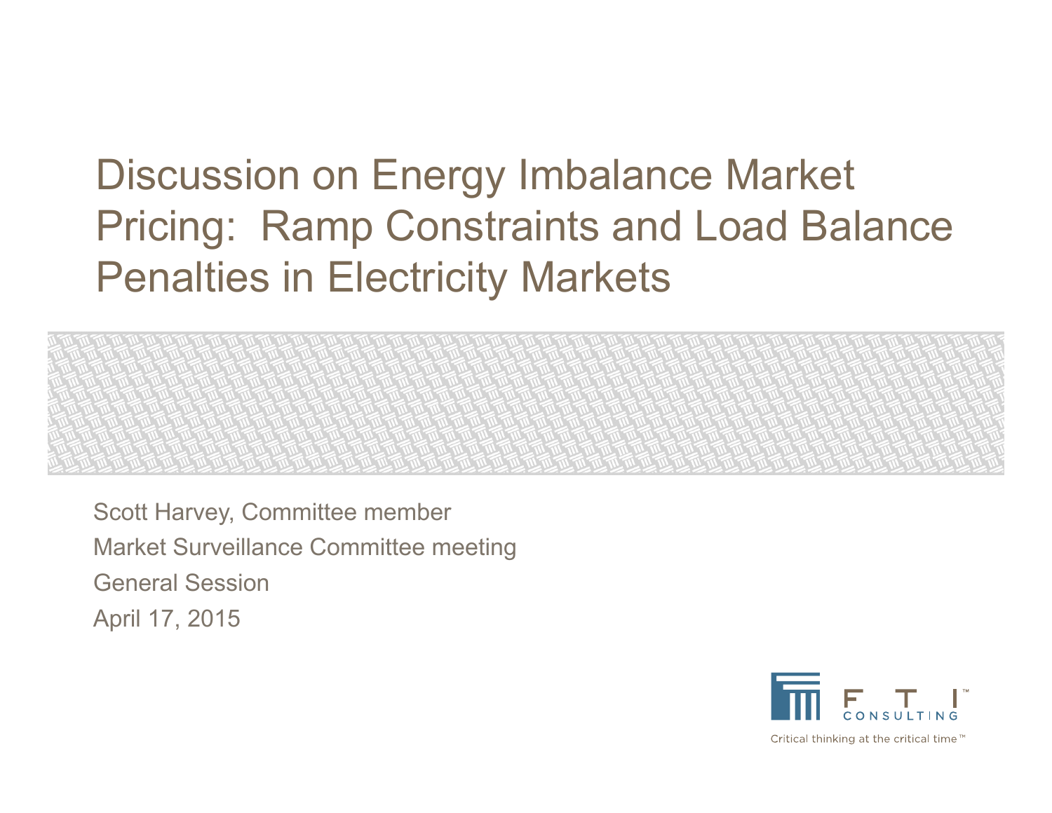# Discussion on Energy Imbalance Market Pricing: Ramp Constraints and Load Balance Penalties in Electricity Markets

Scott Harvey, Committee member

Market Surveillance Committee meeting

General Session

April 17, 2015

FTI CONSULTING

Critical thinking at the critical time™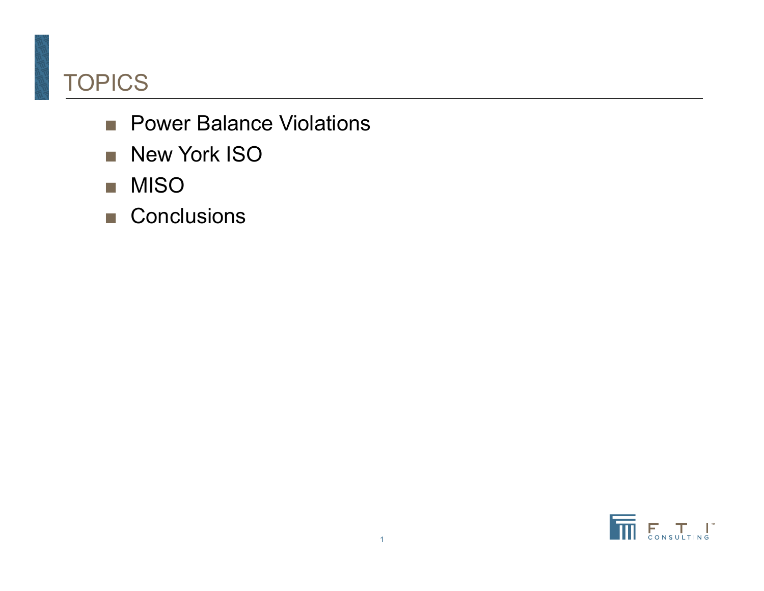# TOPICS

- Power Balance Violations
- New York ISO
- MISO
- Conclusions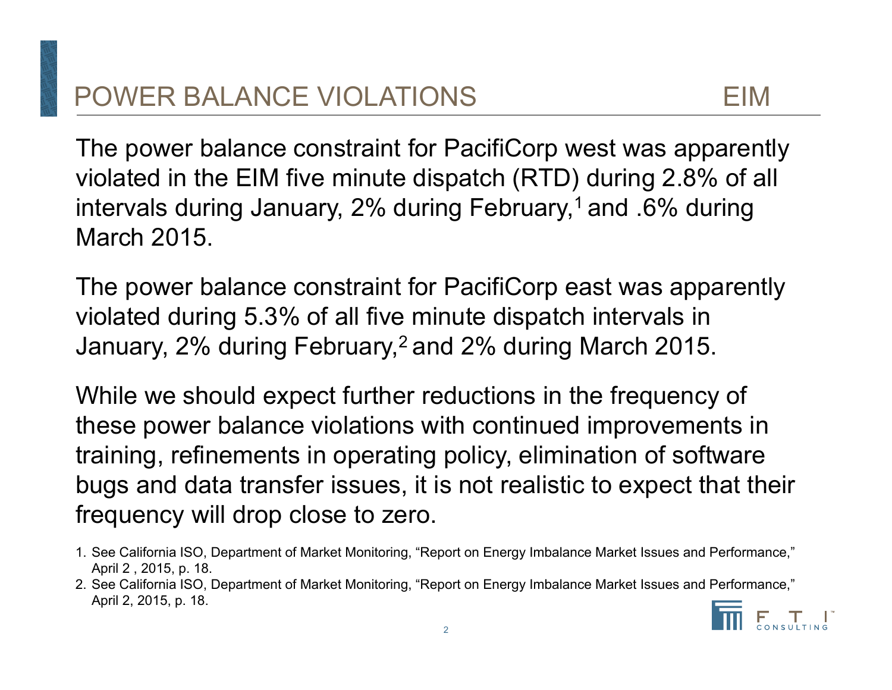# POWER BALANCE VIOLATIONS EIM

The power balance constraint for PacifiCorp west was apparently violated in the EIM five minute dispatch (RTD) during 2.8% of all intervals during January, 2% during February,[1] and .6% during March 2015.

The power balance constraint for PacifiCorp east was apparently violated during 5.3% of all five minute dispatch intervals in January, 2% during February,[2] and 2% during March 2015.

While we should expect further reductions in the frequency of these power balance violations with continued improvements in training, refinements in operating policy, elimination of software bugs and data transfer issues, it is not realistic to expect that their frequency will drop close to zero.

1. See California ISO, Department of Market Monitoring, "Report on Energy Imbalance Market Issues and Performance," April 2 , 2015, p. 18.
2. See California ISO, Department of Market Monitoring, "Report on Energy Imbalance Market Issues and Performance," April 2, 2015, p. 18.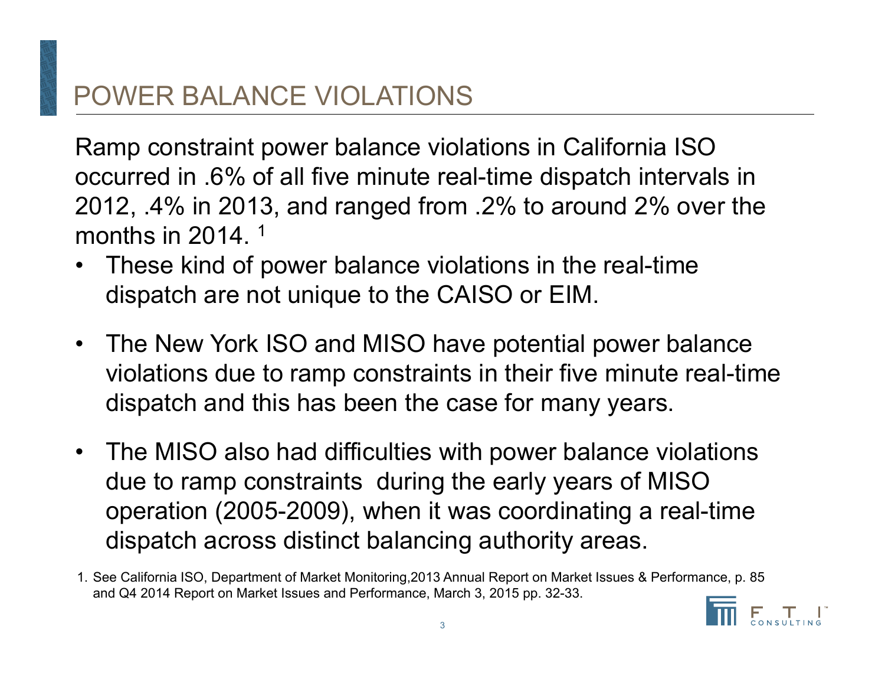# POWER BALANCE VIOLATIONS

Ramp constraint power balance violations in California ISO occurred in .6% of all five minute real-time dispatch intervals in 2012, .4% in 2013, and ranged from .2% to around 2% over the months in 2014. [1]

- These kind of power balance violations in the real-time dispatch are not unique to the CAISO or EIM.
- The New York ISO and MISO have potential power balance violations due to ramp constraints in their five minute real-time dispatch and this has been the case for many years.
- The MISO also had difficulties with power balance violations due to ramp constraints during the early years of MISO operation (2005-2009), when it was coordinating a real-time dispatch across distinct balancing authority areas.

1. See California ISO, Department of Market Monitoring,2013 Annual Report on Market Issues & Performance, p. 85 and Q4 2014 Report on Market Issues and Performance, March 3, 2015 pp. 32-33.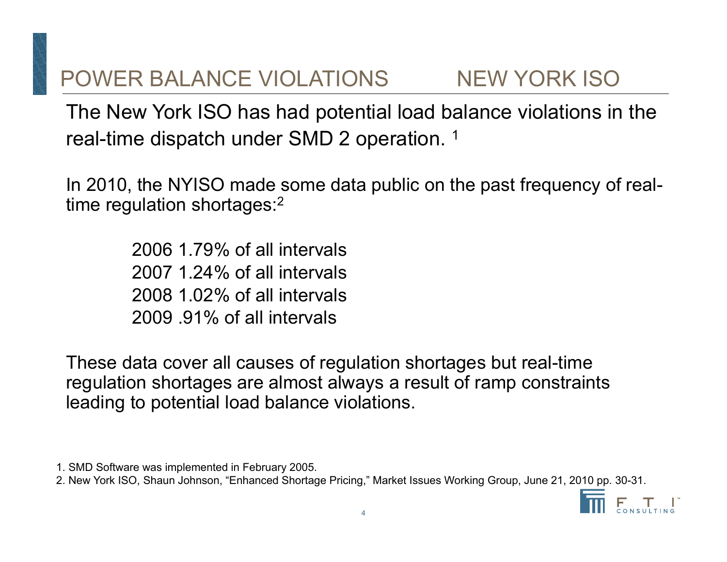# POWER BALANCE VIOLATIONS NEW YORK ISO

The New York ISO has had potential load balance violations in the real-time dispatch under SMD 2 operation. [1]

In 2010, the NYISO made some data public on the past frequency of real-time regulation shortages:[2]

2006 1.79% of all intervals
2007 1.24% of all intervals
2008 1.02% of all intervals
2009 .91% of all intervals

These data cover all causes of regulation shortages but real-time regulation shortages are almost always a result of ramp constraints leading to potential load balance violations.

1. SMD Software was implemented in February 2005.
2. New York ISO, Shaun Johnson, "Enhanced Shortage Pricing," Market Issues Working Group, June 21, 2010 pp. 30-31.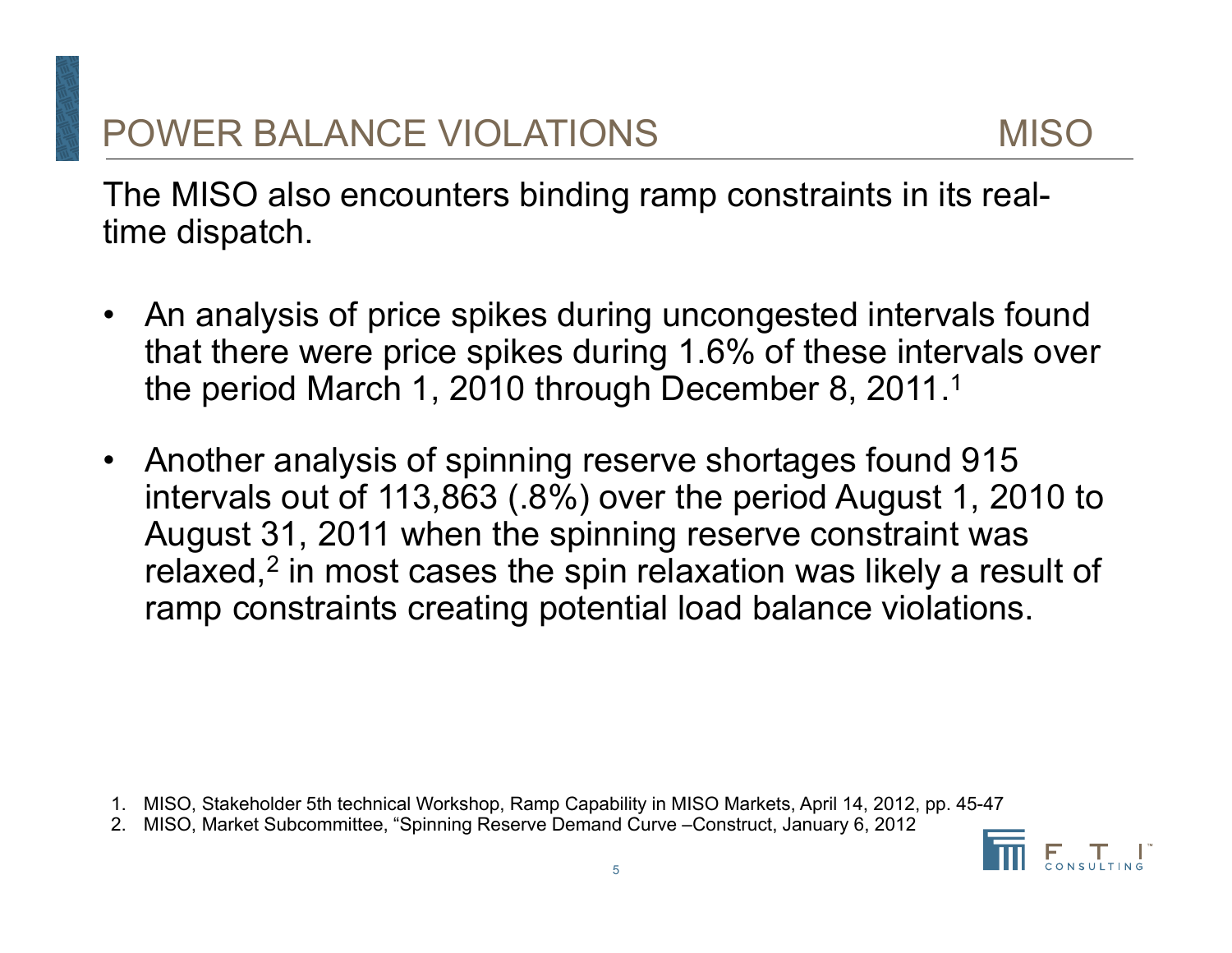# POWER BALANCE VIOLATIONS MISO

The MISO also encounters binding ramp constraints in its real-time dispatch.

- An analysis of price spikes during uncongested intervals found that there were price spikes during 1.6% of these intervals over the period March 1, 2010 through December 8, 2011.[1]
- Another analysis of spinning reserve shortages found 915 intervals out of 113,863 (.8%) over the period August 1, 2010 to August 31, 2011 when the spinning reserve constraint was relaxed,[2] in most cases the spin relaxation was likely a result of ramp constraints creating potential load balance violations.

1. MISO, Stakeholder 5th technical Workshop, Ramp Capability in MISO Markets, April 14, 2012, pp. 45-47
2. MISO, Market Subcommittee, "Spinning Reserve Demand Curve –Construct, January 6, 2012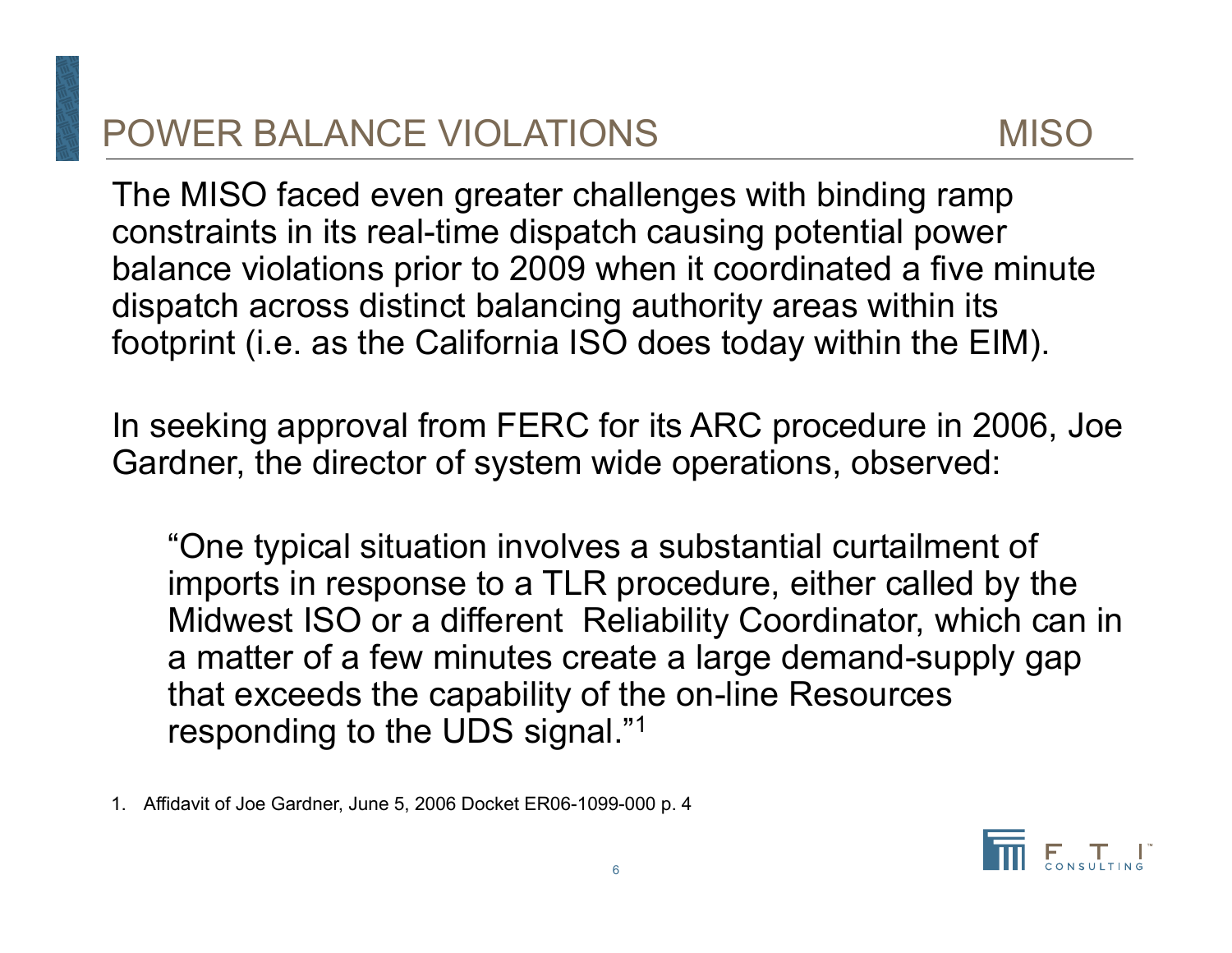# POWER BALANCE VIOLATIONS MISO

The MISO faced even greater challenges with binding ramp constraints in its real-time dispatch causing potential power balance violations prior to 2009 when it coordinated a five minute dispatch across distinct balancing authority areas within its footprint (i.e. as the California ISO does today within the EIM).

In seeking approval from FERC for its ARC procedure in 2006, Joe Gardner, the director of system wide operations, observed:

> "One typical situation involves a substantial curtailment of imports in response to a TLR procedure, either called by the Midwest ISO or a different Reliability Coordinator, which can in a matter of a few minutes create a large demand-supply gap that exceeds the capability of the on-line Resources responding to the UDS signal."[1]

1. Affidavit of Joe Gardner, June 5, 2006 Docket ER06-1099-000 p. 4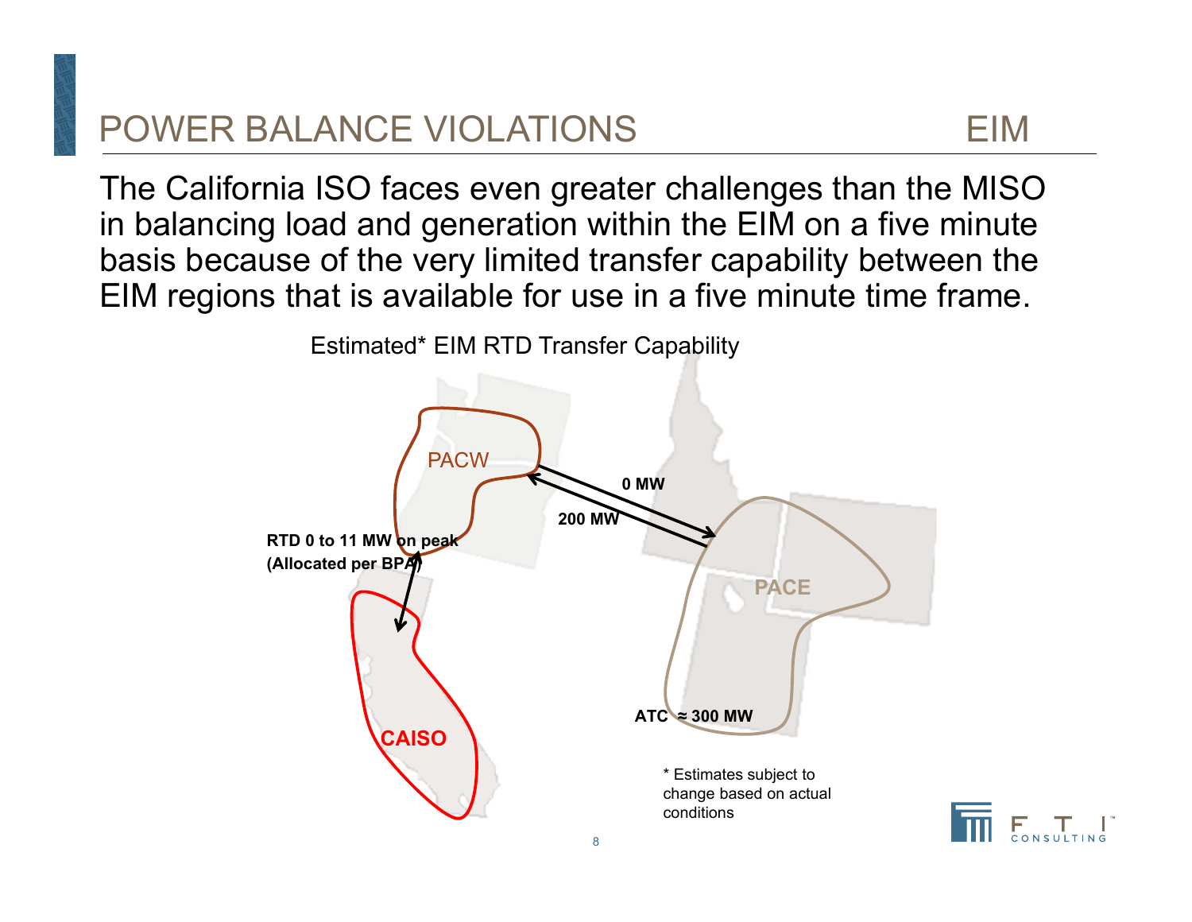# POWER BALANCE VIOLATIONS — EIM

The California ISO faces even greater challenges than the MISO in balancing load and generation within the EIM on a five minute basis because of the very limited transfer capability between the EIM regions that is available for use in a five minute time frame.

Estimated* EIM RTD Transfer Capability

PACW

0 MW

200 MW

RTD 0 to 11 MW on peak (Allocated per BPA)

PACE

CAISO

ATC ≈ 300 MW

* Estimates subject to change based on actual conditions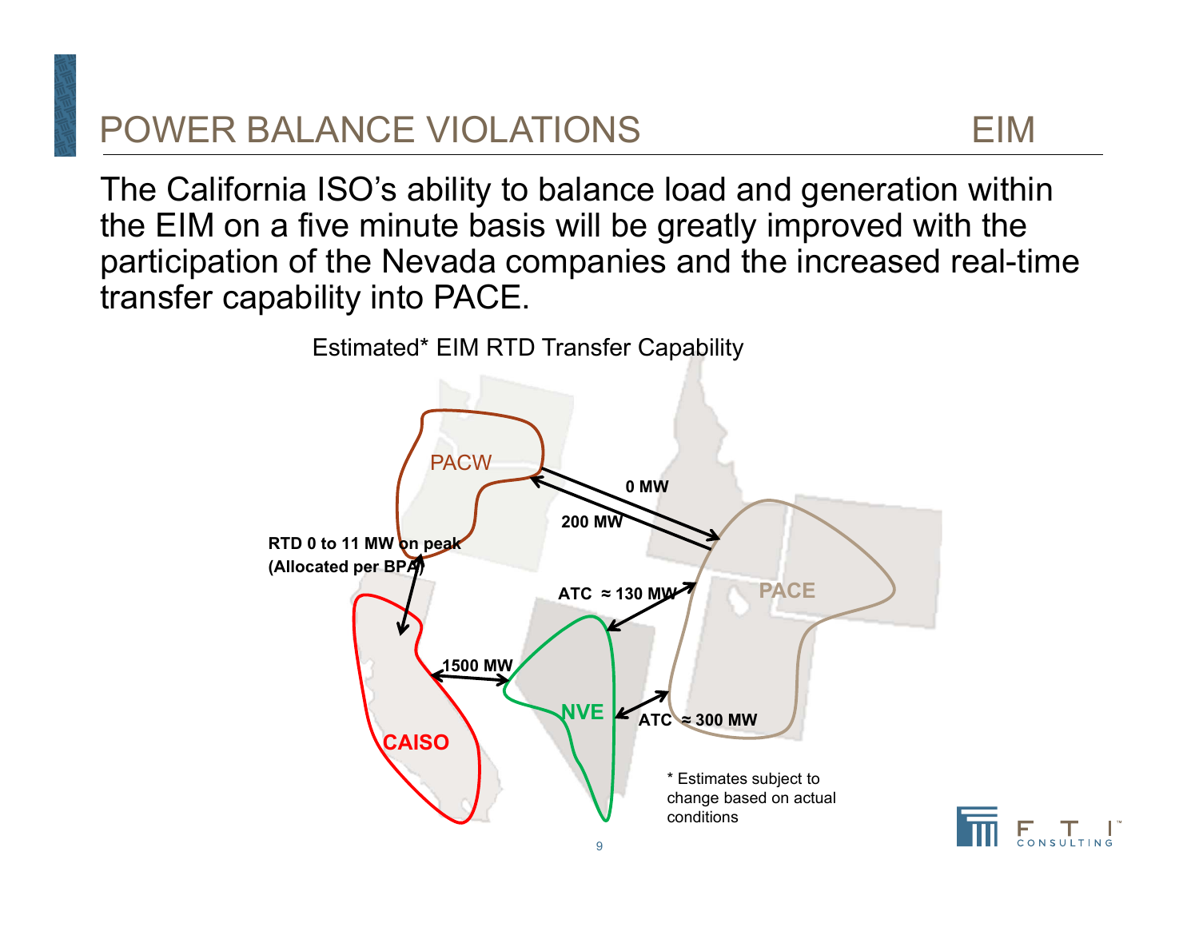# POWER BALANCE VIOLATIONS — EIM

The California ISO's ability to balance load and generation within the EIM on a five minute basis will be greatly improved with the participation of the Nevada companies and the increased real-time transfer capability into PACE.

Estimated* EIM RTD Transfer Capability

PACW

0 MW

200 MW

RTD 0 to 11 MW on peak (Allocated per BPA)

ATC ≈ 130 MW

PACE

1500 MW

NVE

ATC ≈ 300 MW

CAISO

* Estimates subject to change based on actual conditions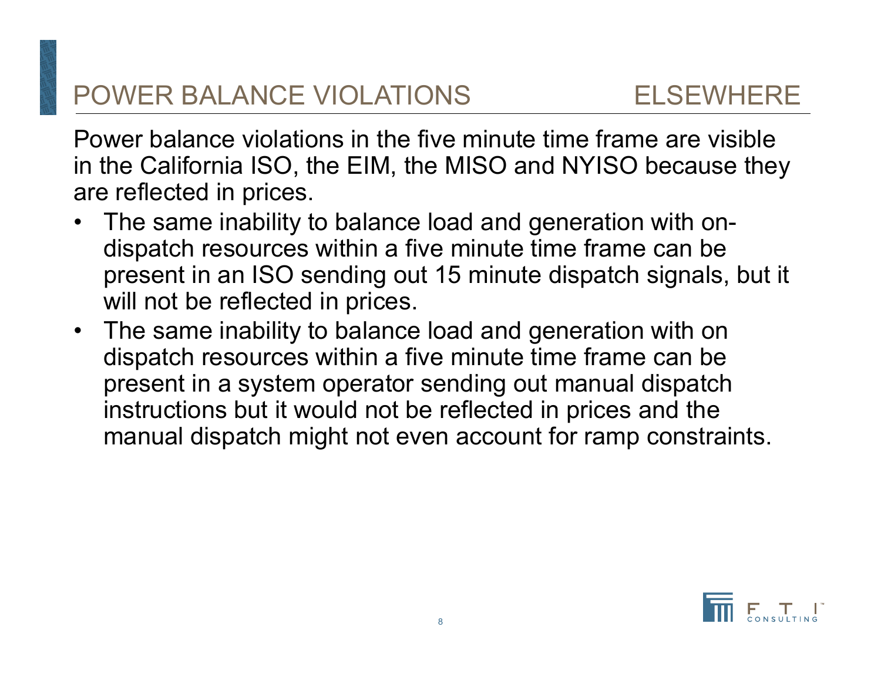## POWER BALANCE VIOLATIONS ELSEWHERE

Power balance violations in the five minute time frame are visible in the California ISO, the EIM, the MISO and NYISO because they are reflected in prices.

- The same inability to balance load and generation with on-dispatch resources within a five minute time frame can be present in an ISO sending out 15 minute dispatch signals, but it will not be reflected in prices.
- The same inability to balance load and generation with on dispatch resources within a five minute time frame can be present in a system operator sending out manual dispatch instructions but it would not be reflected in prices and the manual dispatch might not even account for ramp constraints.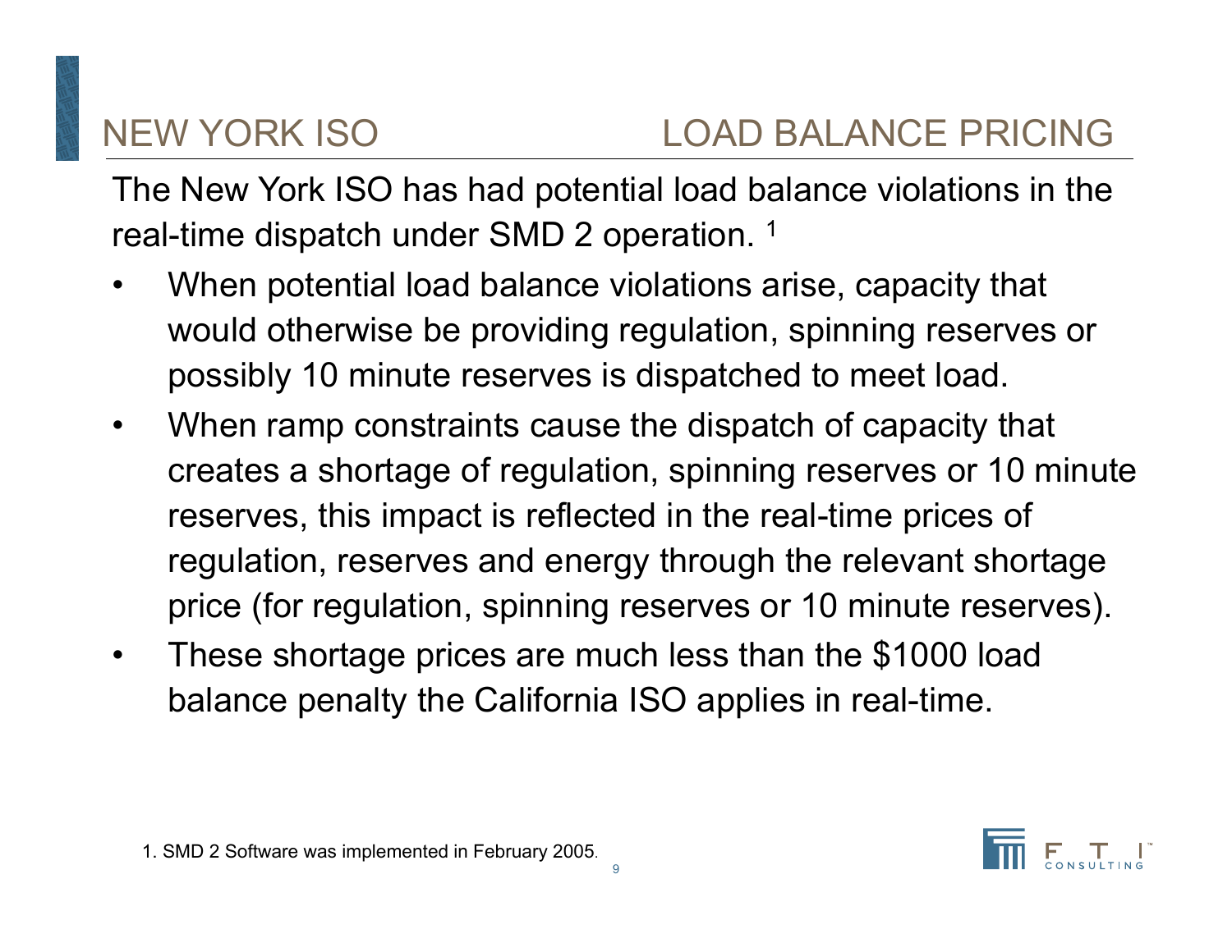# NEW YORK ISO — LOAD BALANCE PRICING

The New York ISO has had potential load balance violations in the real-time dispatch under SMD 2 operation. [1]

- When potential load balance violations arise, capacity that would otherwise be providing regulation, spinning reserves or possibly 10 minute reserves is dispatched to meet load.
- When ramp constraints cause the dispatch of capacity that creates a shortage of regulation, spinning reserves or 10 minute reserves, this impact is reflected in the real-time prices of regulation, reserves and energy through the relevant shortage price (for regulation, spinning reserves or 10 minute reserves).
- These shortage prices are much less than the $1000 load balance penalty the California ISO applies in real-time.

1. SMD 2 Software was implemented in February 2005.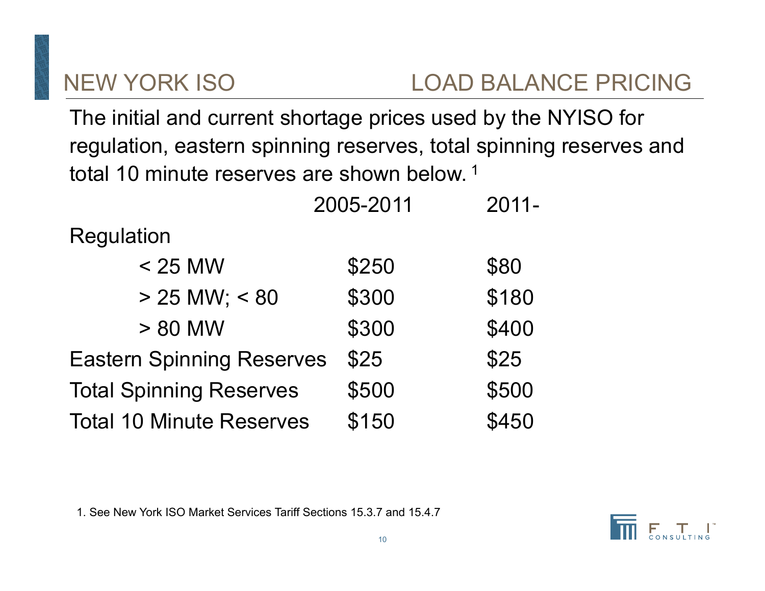# NEW YORK ISO — LOAD BALANCE PRICING

The initial and current shortage prices used by the NYISO for regulation, eastern spinning reserves, total spinning reserves and total 10 minute reserves are shown below. [1]

| | 2005-2011 | 2011- |
|---|---|---|
| Regulation | | |
| < 25 MW | $250 | $80 |
| > 25 MW; < 80 | $300 | $180 |
| > 80 MW | $300 | $400 |
| Eastern Spinning Reserves | $25 | $25 |
| Total Spinning Reserves | $500 | $500 |
| Total 10 Minute Reserves | $150 | $450 |

1. See New York ISO Market Services Tariff Sections 15.3.7 and 15.4.7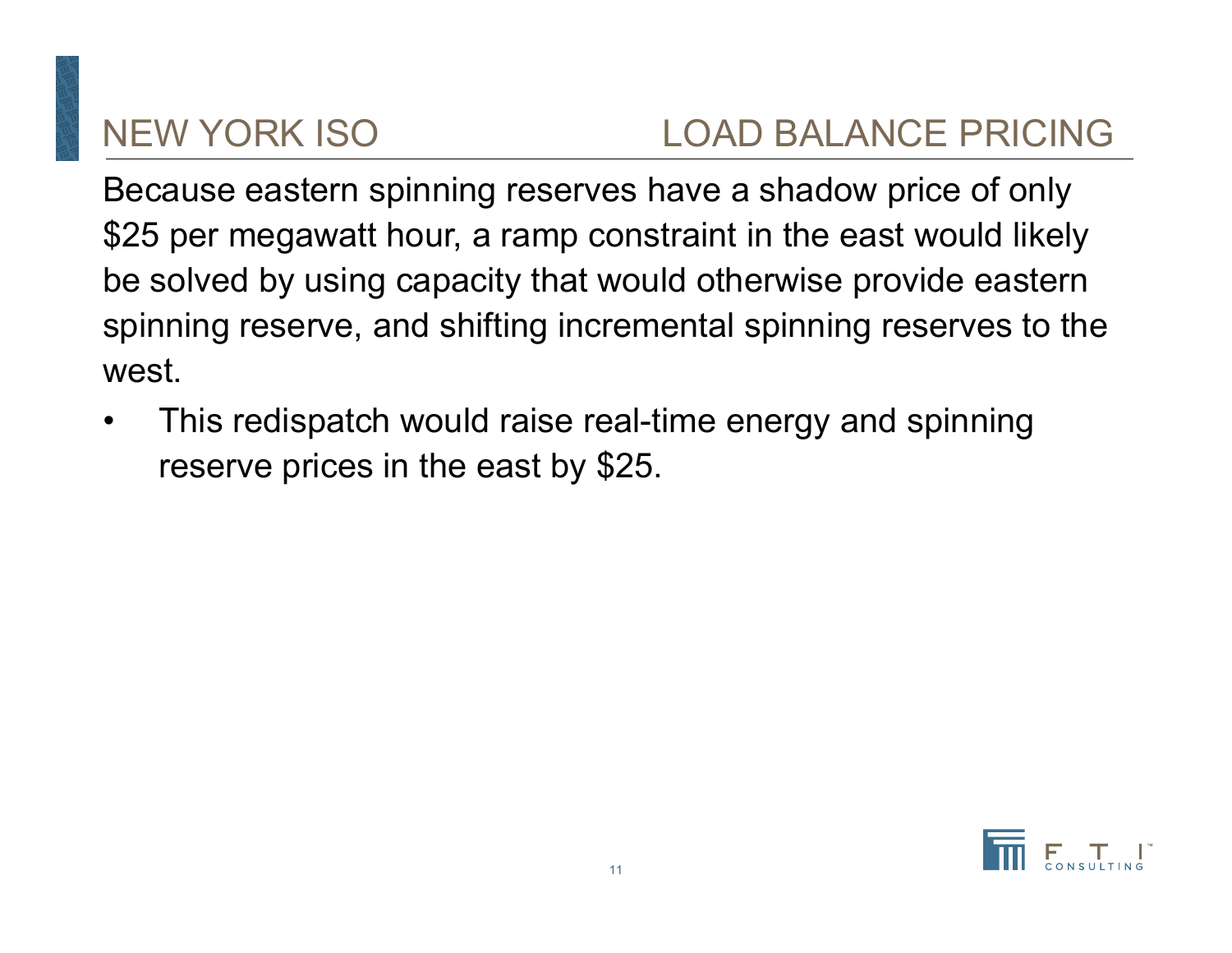# NEW YORK ISO — LOAD BALANCE PRICING

Because eastern spinning reserves have a shadow price of only $25 per megawatt hour, a ramp constraint in the east would likely be solved by using capacity that would otherwise provide eastern spinning reserve, and shifting incremental spinning reserves to the west.

- This redispatch would raise real-time energy and spinning reserve prices in the east by $25.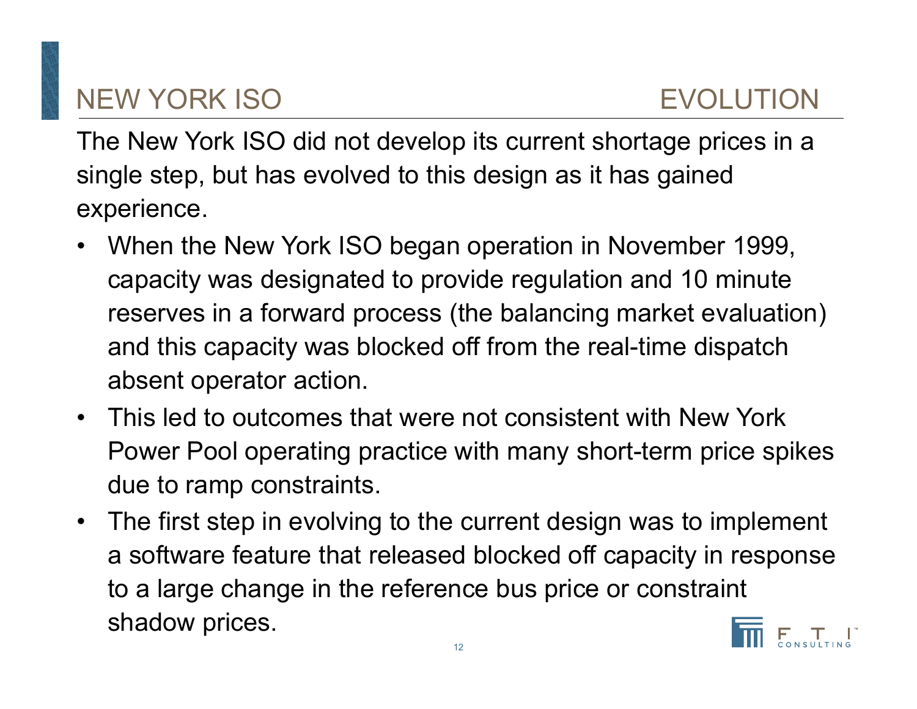# NEW YORK ISO — EVOLUTION

The New York ISO did not develop its current shortage prices in a single step, but has evolved to this design as it has gained experience.

- When the New York ISO began operation in November 1999, capacity was designated to provide regulation and 10 minute reserves in a forward process (the balancing market evaluation) and this capacity was blocked off from the real-time dispatch absent operator action.
- This led to outcomes that were not consistent with New York Power Pool operating practice with many short-term price spikes due to ramp constraints.
- The first step in evolving to the current design was to implement a software feature that released blocked off capacity in response to a large change in the reference bus price or constraint shadow prices.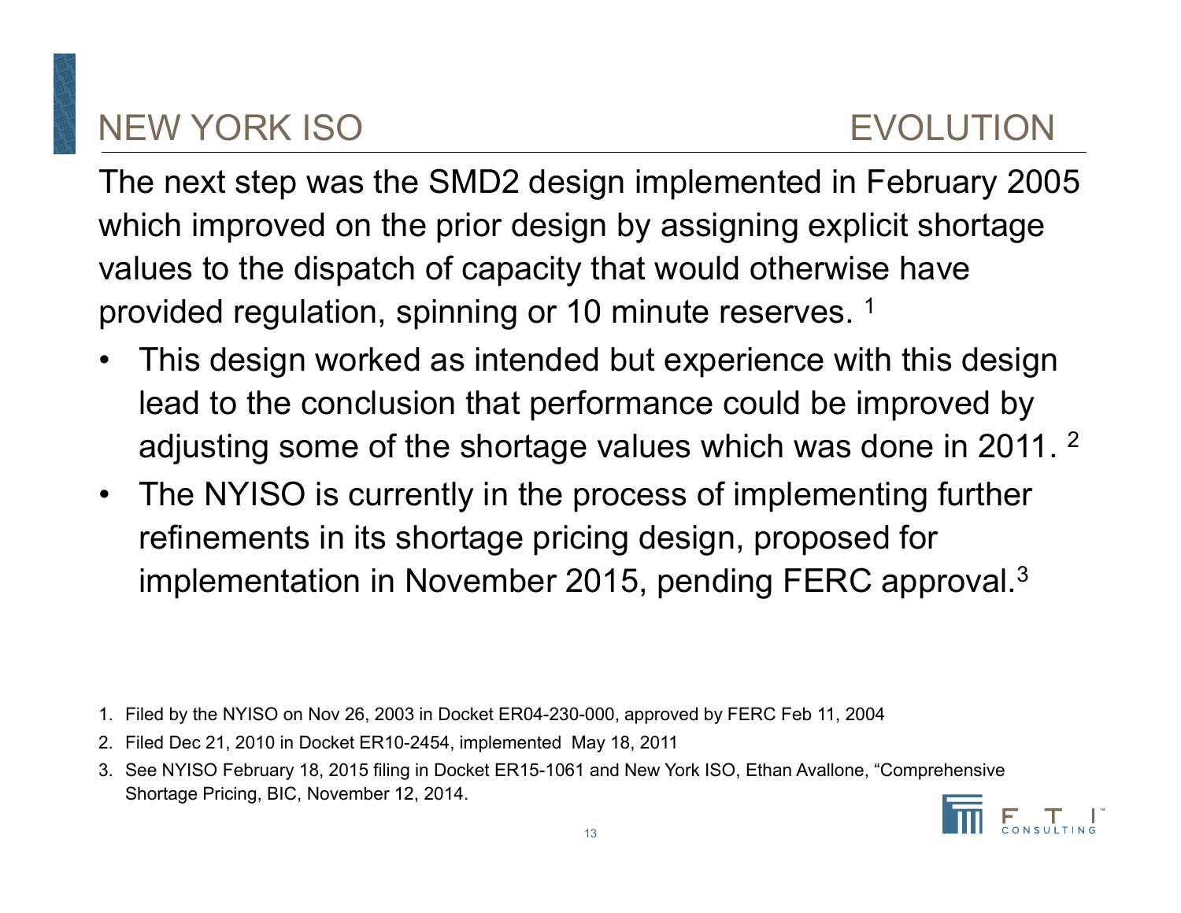# NEW YORK ISO EVOLUTION

The next step was the SMD2 design implemented in February 2005 which improved on the prior design by assigning explicit shortage values to the dispatch of capacity that would otherwise have provided regulation, spinning or 10 minute reserves. [1]

- This design worked as intended but experience with this design lead to the conclusion that performance could be improved by adjusting some of the shortage values which was done in 2011. [2]
- The NYISO is currently in the process of implementing further refinements in its shortage pricing design, proposed for implementation in November 2015, pending FERC approval.[3]

1. Filed by the NYISO on Nov 26, 2003 in Docket ER04-230-000, approved by FERC Feb 11, 2004
2. Filed Dec 21, 2010 in Docket ER10-2454, implemented May 18, 2011
3. See NYISO February 18, 2015 filing in Docket ER15-1061 and New York ISO, Ethan Avallone, "Comprehensive Shortage Pricing, BIC, November 12, 2014.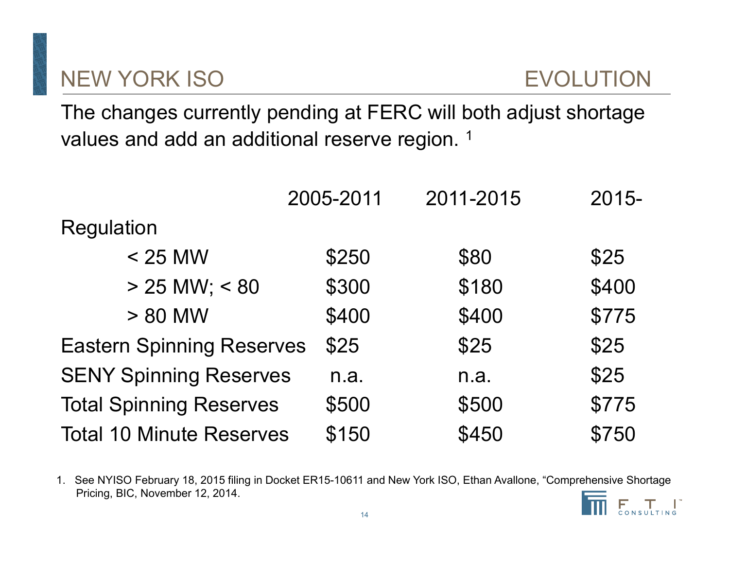## NEW YORK ISO — EVOLUTION

The changes currently pending at FERC will both adjust shortage values and add an additional reserve region. [1]

| | 2005-2011 | 2011-2015 | 2015- |
|---|---|---|---|
| Regulation | | | |
| < 25 MW | $250 | $80 | $25 |
| > 25 MW; < 80 | $300 | $180 | $400 |
| > 80 MW | $400 | $400 | $775 |
| Eastern Spinning Reserves | $25 | $25 | $25 |
| SENY Spinning Reserves | n.a. | n.a. | $25 |
| Total Spinning Reserves | $500 | $500 | $775 |
| Total 10 Minute Reserves | $150 | $450 | $750 |

1. See NYISO February 18, 2015 filing in Docket ER15-10611 and New York ISO, Ethan Avallone, "Comprehensive Shortage Pricing, BIC, November 12, 2014.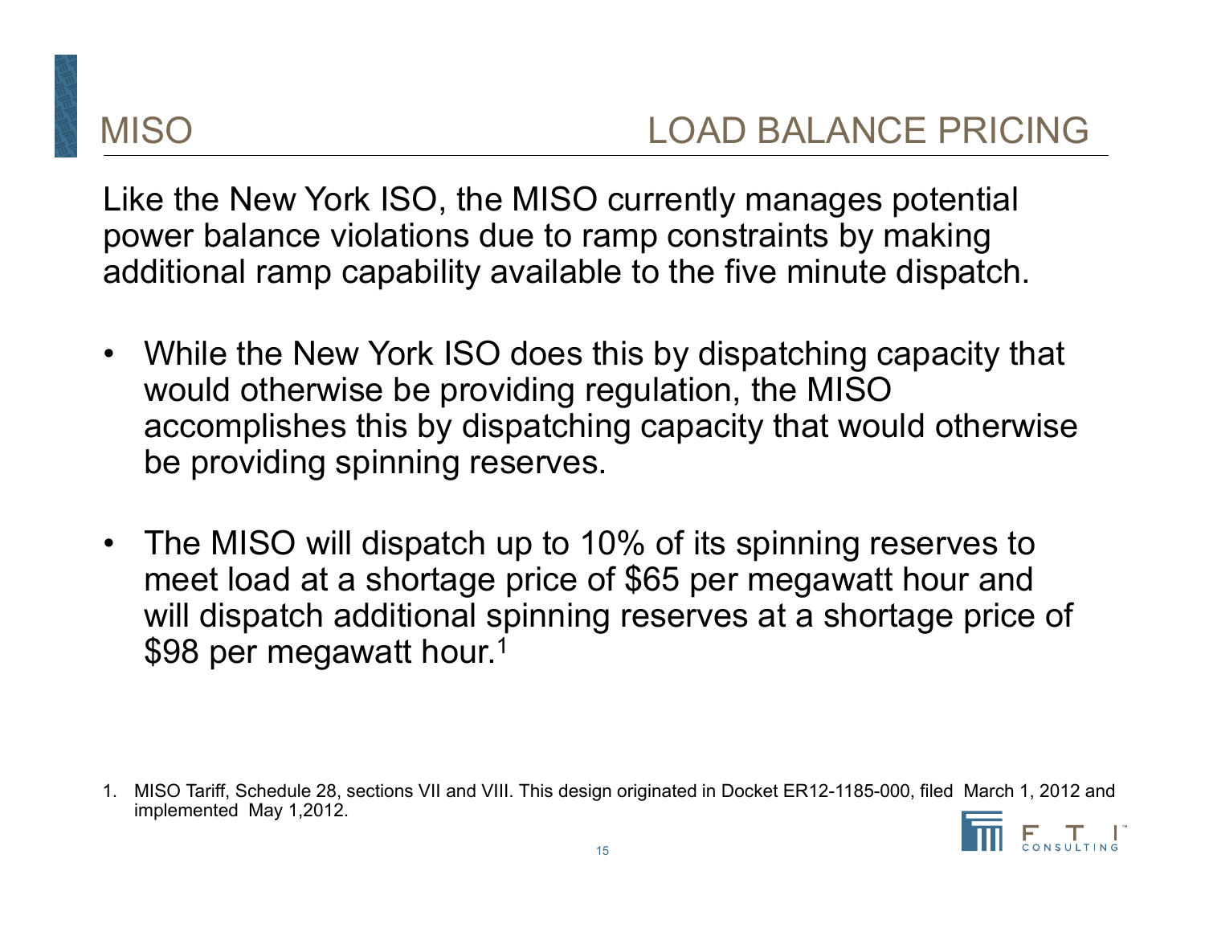# MISO — LOAD BALANCE PRICING

Like the New York ISO, the MISO currently manages potential power balance violations due to ramp constraints by making additional ramp capability available to the five minute dispatch.

- While the New York ISO does this by dispatching capacity that would otherwise be providing regulation, the MISO accomplishes this by dispatching capacity that would otherwise be providing spinning reserves.
- The MISO will dispatch up to 10% of its spinning reserves to meet load at a shortage price of $65 per megawatt hour and will dispatch additional spinning reserves at a shortage price of $98 per megawatt hour.[1]

1. MISO Tariff, Schedule 28, sections VII and VIII. This design originated in Docket ER12-1185-000, filed March 1, 2012 and implemented May 1,2012.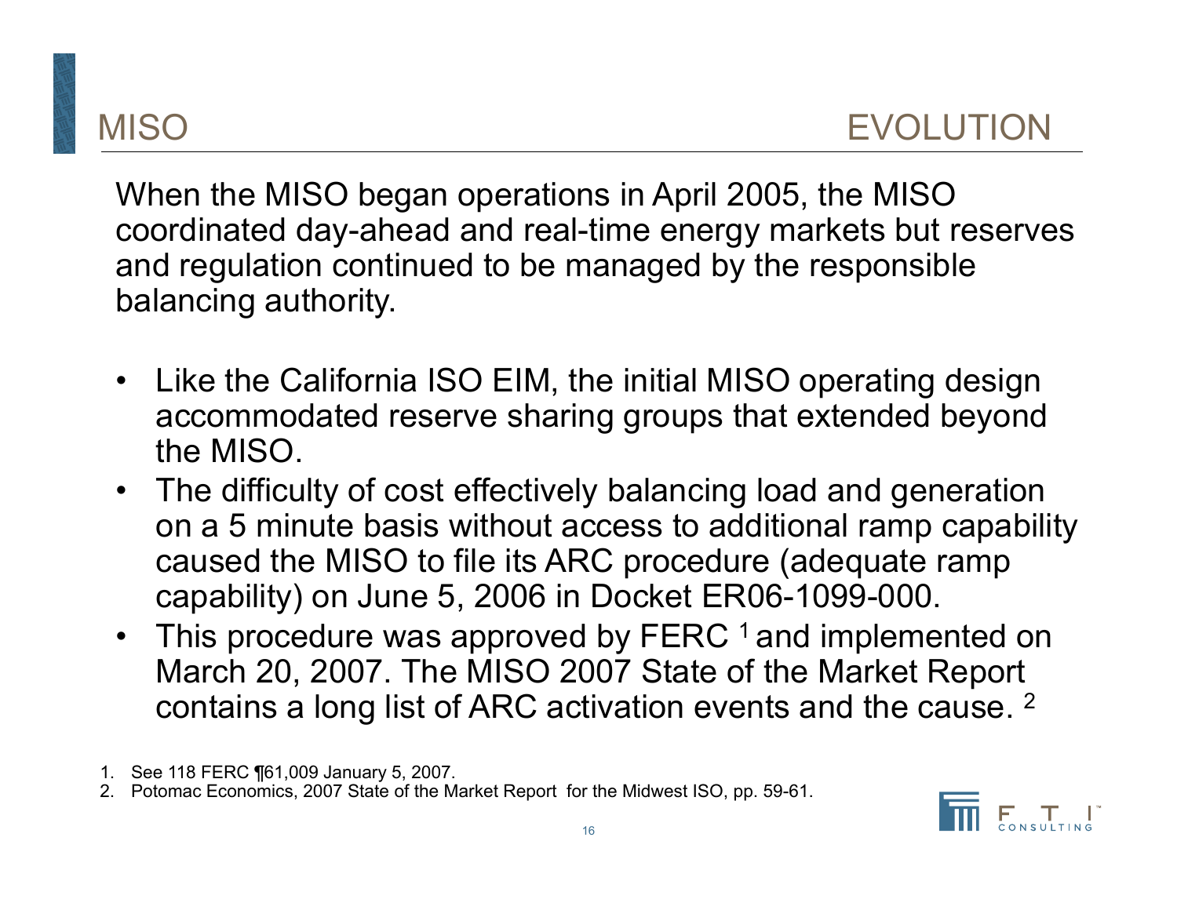## MISO — EVOLUTION

When the MISO began operations in April 2005, the MISO coordinated day-ahead and real-time energy markets but reserves and regulation continued to be managed by the responsible balancing authority.

- Like the California ISO EIM, the initial MISO operating design accommodated reserve sharing groups that extended beyond the MISO.
- The difficulty of cost effectively balancing load and generation on a 5 minute basis without access to additional ramp capability caused the MISO to file its ARC procedure (adequate ramp capability) on June 5, 2006 in Docket ER06-1099-000.
- This procedure was approved by FERC [1] and implemented on March 20, 2007. The MISO 2007 State of the Market Report contains a long list of ARC activation events and the cause. [2]

1. See 118 FERC ¶61,009 January 5, 2007.
2. Potomac Economics, 2007 State of the Market Report for the Midwest ISO, pp. 59-61.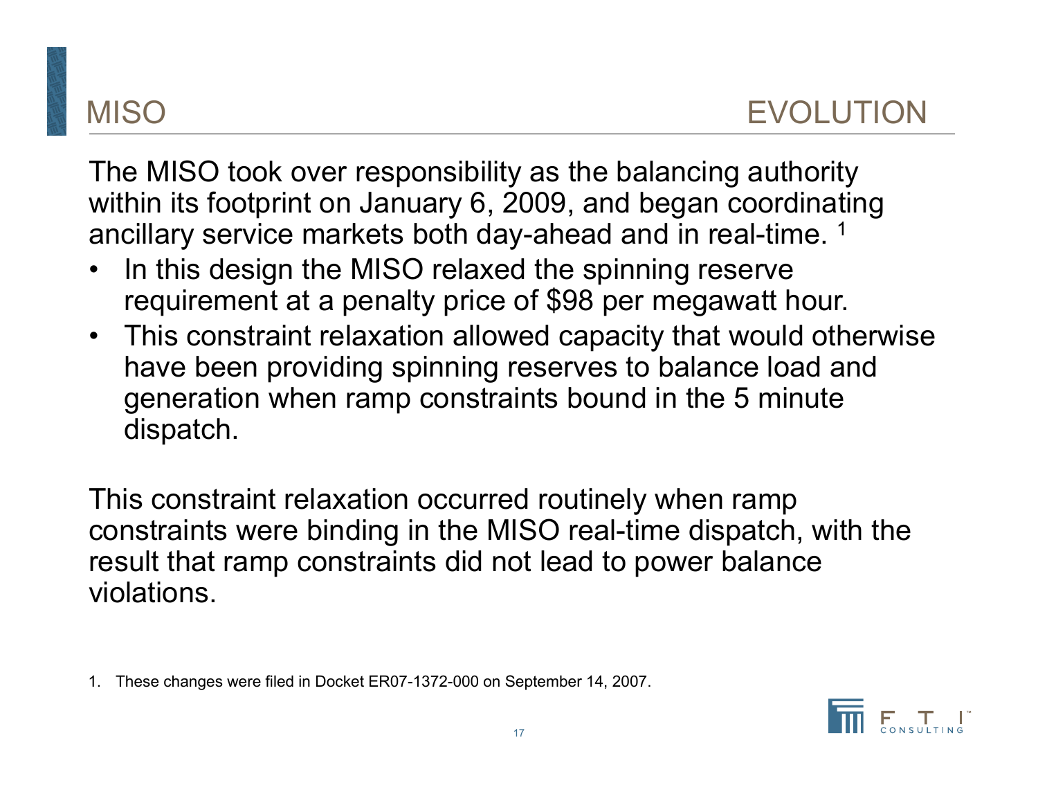# MISO EVOLUTION

The MISO took over responsibility as the balancing authority within its footprint on January 6, 2009, and began coordinating ancillary service markets both day-ahead and in real-time. [1]

- In this design the MISO relaxed the spinning reserve requirement at a penalty price of $98 per megawatt hour.
- This constraint relaxation allowed capacity that would otherwise have been providing spinning reserves to balance load and generation when ramp constraints bound in the 5 minute dispatch.

This constraint relaxation occurred routinely when ramp constraints were binding in the MISO real-time dispatch, with the result that ramp constraints did not lead to power balance violations.

1. These changes were filed in Docket ER07-1372-000 on September 14, 2007.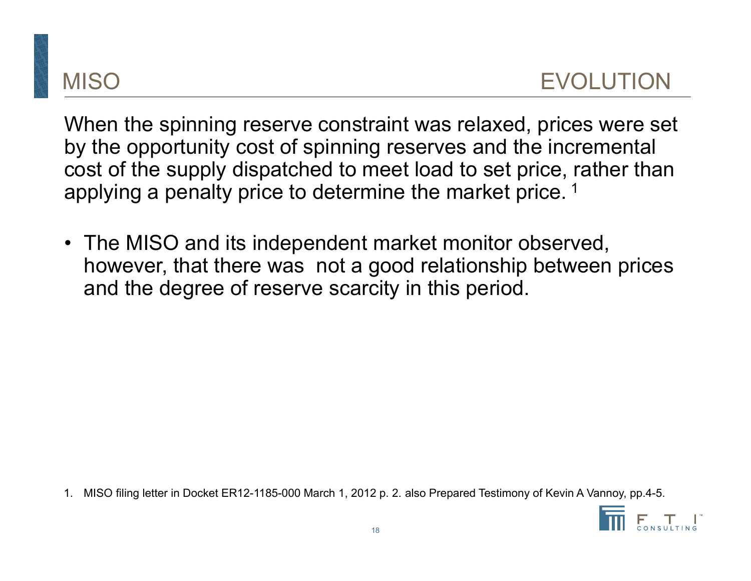# MISO EVOLUTION

When the spinning reserve constraint was relaxed, prices were set by the opportunity cost of spinning reserves and the incremental cost of the supply dispatched to meet load to set price, rather than applying a penalty price to determine the market price. [1]

- The MISO and its independent market monitor observed, however, that there was not a good relationship between prices and the degree of reserve scarcity in this period.

1. MISO filing letter in Docket ER12-1185-000 March 1, 2012 p. 2. also Prepared Testimony of Kevin A Vannoy, pp.4-5.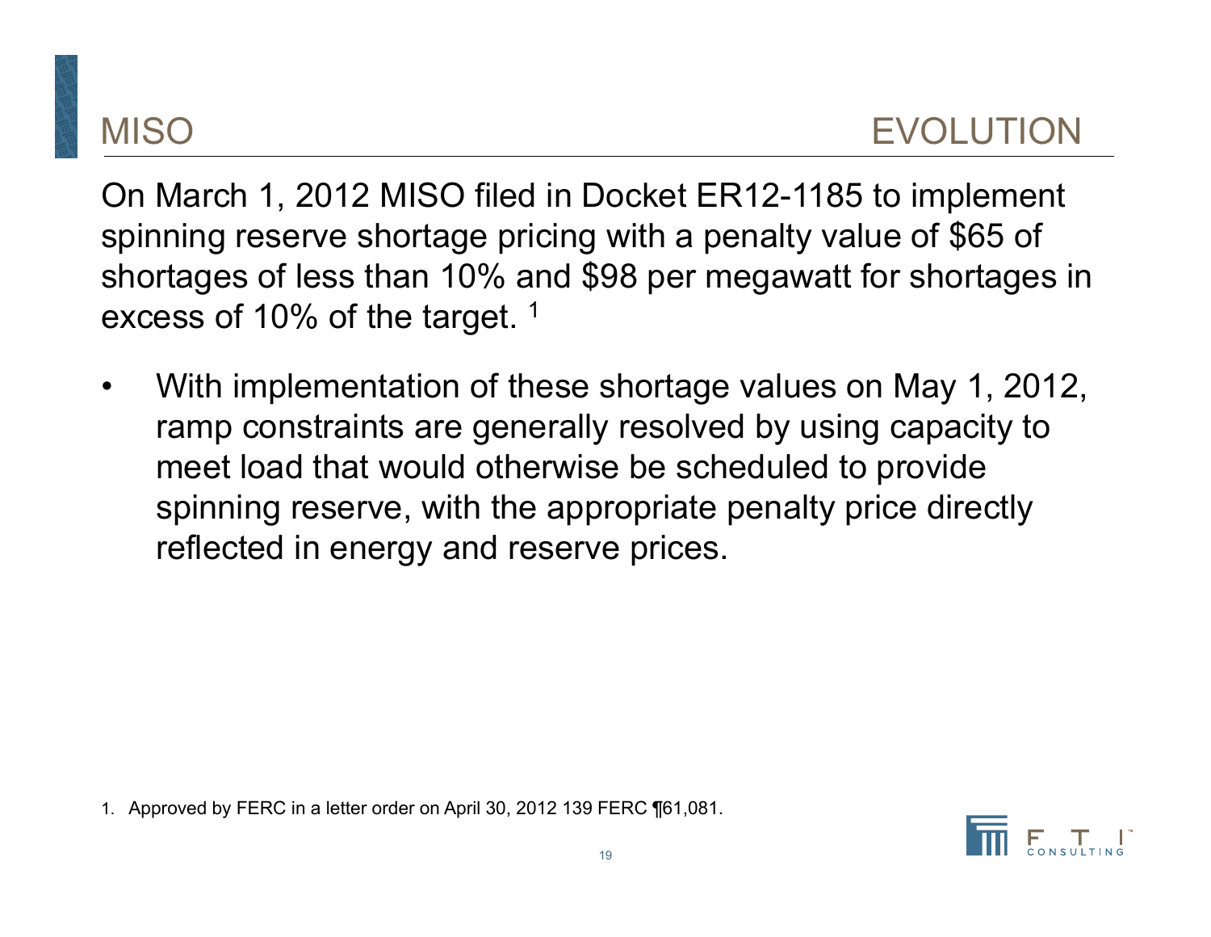# MISO EVOLUTION

On March 1, 2012 MISO filed in Docket ER12-1185 to implement spinning reserve shortage pricing with a penalty value of $65 of shortages of less than 10% and $98 per megawatt for shortages in excess of 10% of the target. [1]

- With implementation of these shortage values on May 1, 2012, ramp constraints are generally resolved by using capacity to meet load that would otherwise be scheduled to provide spinning reserve, with the appropriate penalty price directly reflected in energy and reserve prices.

1. Approved by FERC in a letter order on April 30, 2012 139 FERC ¶61,081.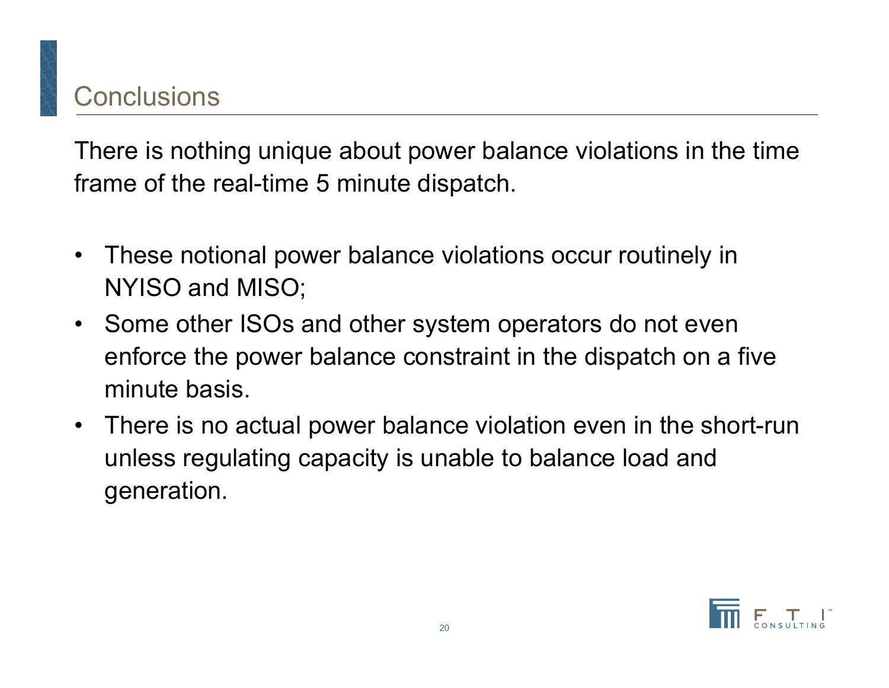# Conclusions

There is nothing unique about power balance violations in the time frame of the real-time 5 minute dispatch.

- These notional power balance violations occur routinely in NYISO and MISO;
- Some other ISOs and other system operators do not even enforce the power balance constraint in the dispatch on a five minute basis.
- There is no actual power balance violation even in the short-run unless regulating capacity is unable to balance load and generation.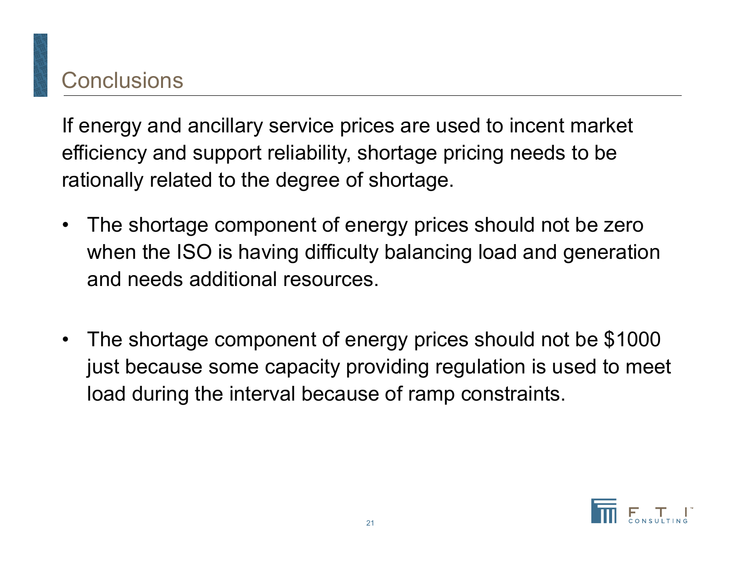# Conclusions

If energy and ancillary service prices are used to incent market efficiency and support reliability, shortage pricing needs to be rationally related to the degree of shortage.

- The shortage component of energy prices should not be zero when the ISO is having difficulty balancing load and generation and needs additional resources.

- The shortage component of energy prices should not be $1000 just because some capacity providing regulation is used to meet load during the interval because of ramp constraints.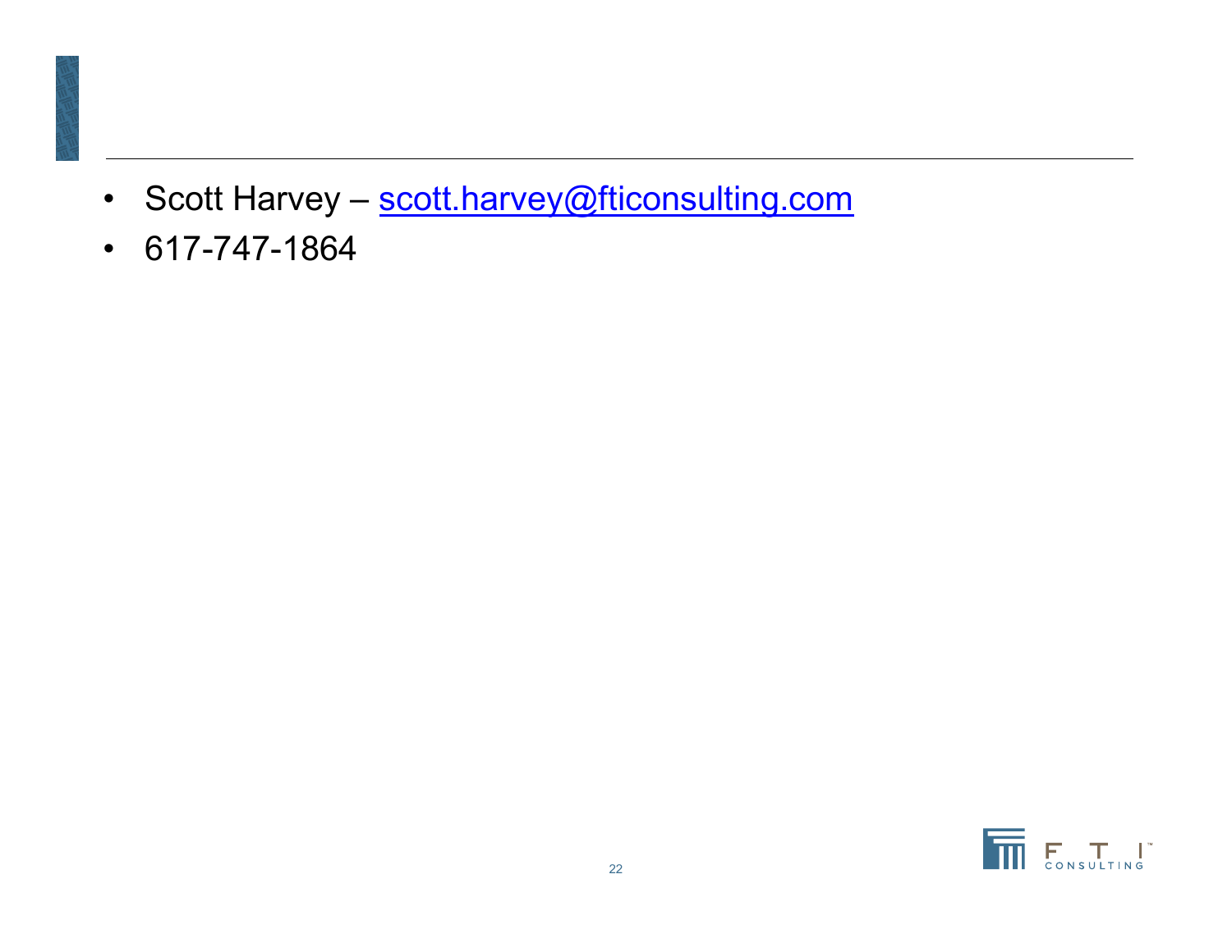- Scott Harvey – scott.harvey@fticonsulting.com
- 617-747-1864